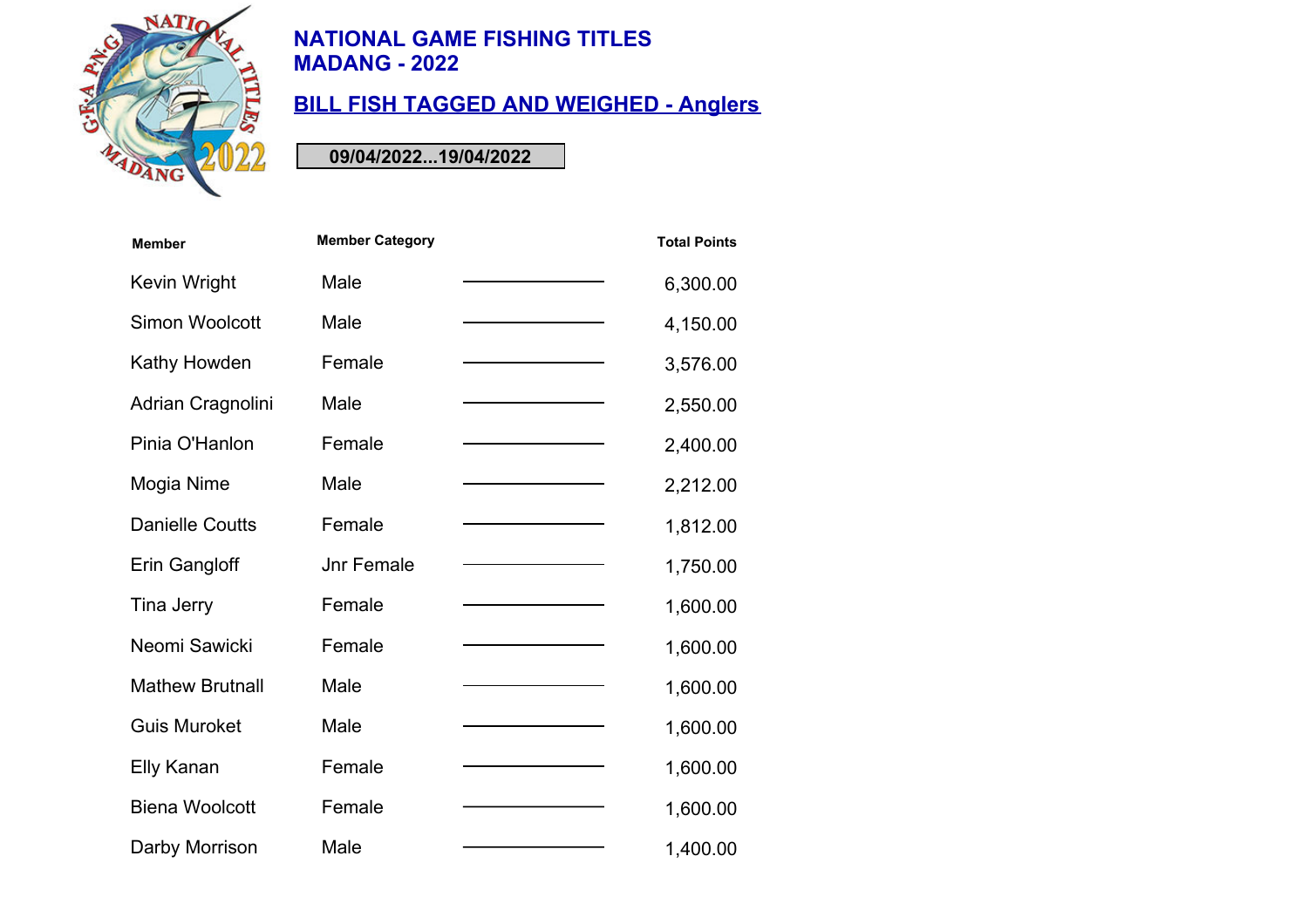# NATIONAL GAME FISHING TITLES
# MADANG - 2022

## BILL FISH TAGGED AND WEIGHED - Anglers

**09/04/2022...19/04/2022**

| Member | Member Category | | Total Points |
|---|---|---|---|
| Kevin Wright | Male | | 6,300.00 |
| Simon Woolcott | Male | | 4,150.00 |
| Kathy Howden | Female | | 3,576.00 |
| Adrian Cragnolini | Male | | 2,550.00 |
| Pinia O'Hanlon | Female | | 2,400.00 |
| Mogia Nime | Male | | 2,212.00 |
| Danielle Coutts | Female | | 1,812.00 |
| Erin Gangloff | Jnr Female | | 1,750.00 |
| Tina Jerry | Female | | 1,600.00 |
| Neomi Sawicki | Female | | 1,600.00 |
| Mathew Brutnall | Male | | 1,600.00 |
| Guis Muroket | Male | | 1,600.00 |
| Elly Kanan | Female | | 1,600.00 |
| Biena Woolcott | Female | | 1,600.00 |
| Darby Morrison | Male | | 1,400.00 |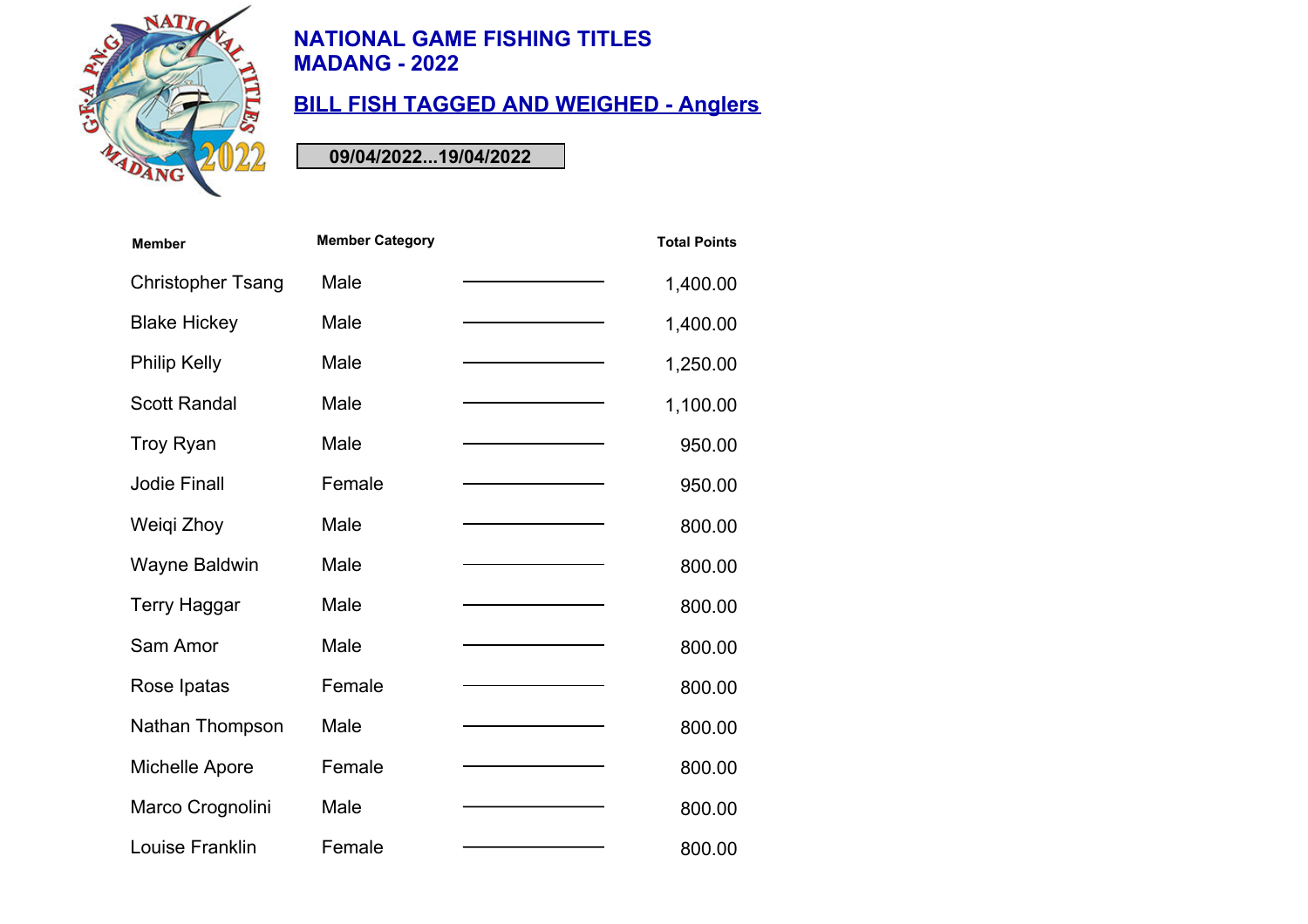## NATIONAL GAME FISHING TITLES
## MADANG - 2022

## BILL FISH TAGGED AND WEIGHED - Anglers

**09/04/2022...19/04/2022**

| Member | Member Category | | Total Points |
|---|---|---|---|
| Christopher Tsang | Male | | 1,400.00 |
| Blake Hickey | Male | | 1,400.00 |
| Philip Kelly | Male | | 1,250.00 |
| Scott Randal | Male | | 1,100.00 |
| Troy Ryan | Male | | 950.00 |
| Jodie Finall | Female | | 950.00 |
| Weiqi Zhoy | Male | | 800.00 |
| Wayne Baldwin | Male | | 800.00 |
| Terry Haggar | Male | | 800.00 |
| Sam Amor | Male | | 800.00 |
| Rose Ipatas | Female | | 800.00 |
| Nathan Thompson | Male | | 800.00 |
| Michelle Apore | Female | | 800.00 |
| Marco Crognolini | Male | | 800.00 |
| Louise Franklin | Female | | 800.00 |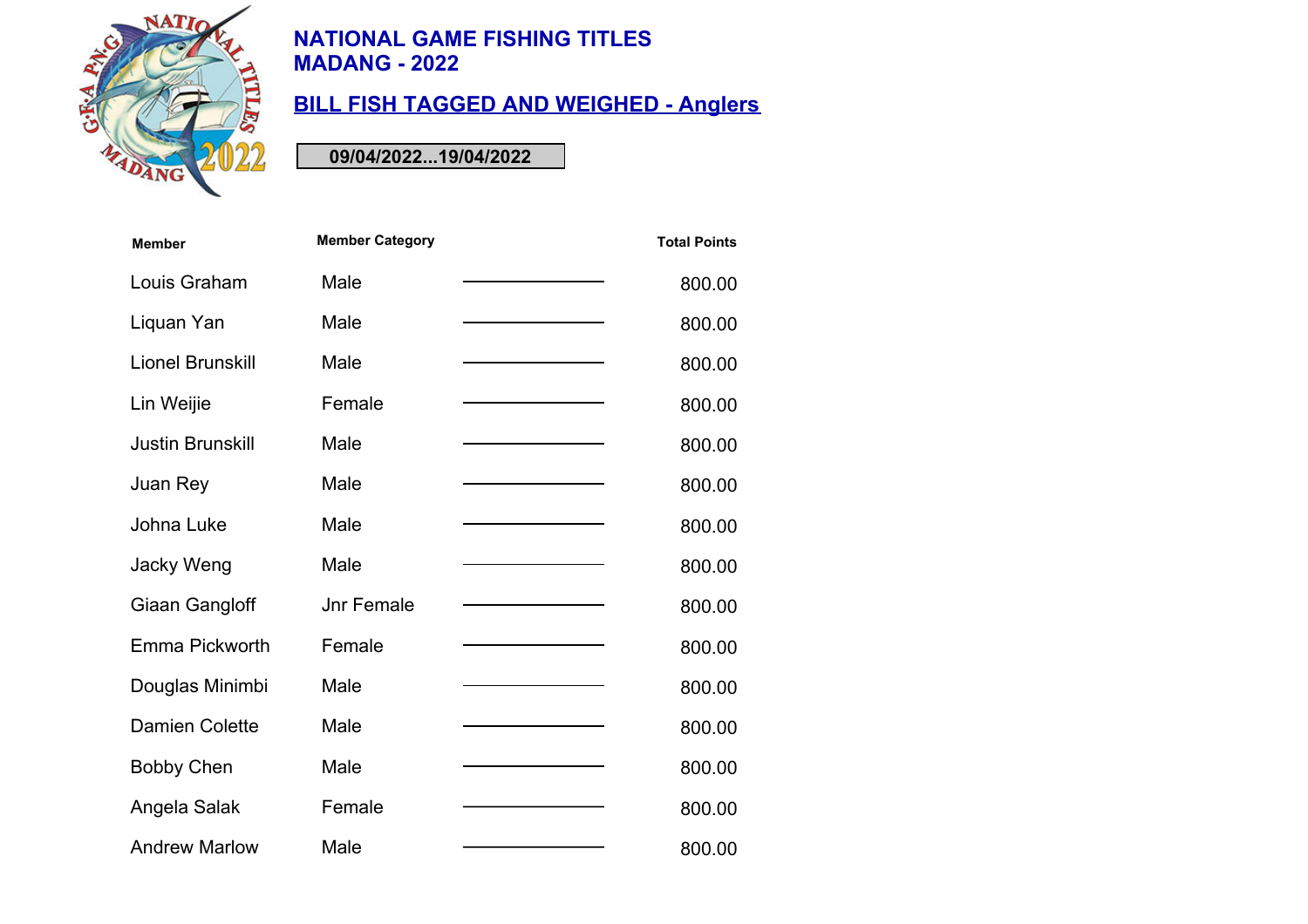# NATIONAL GAME FISHING TITLES
# MADANG - 2022

## BILL FISH TAGGED AND WEIGHED - Anglers

**09/04/2022...19/04/2022**

| Member | Member Category | | Total Points |
|---|---|---|---|
| Louis Graham | Male | | 800.00 |
| Liquan Yan | Male | | 800.00 |
| Lionel Brunskill | Male | | 800.00 |
| Lin Weijie | Female | | 800.00 |
| Justin Brunskill | Male | | 800.00 |
| Juan Rey | Male | | 800.00 |
| Johna Luke | Male | | 800.00 |
| Jacky Weng | Male | | 800.00 |
| Giaan Gangloff | Jnr Female | | 800.00 |
| Emma Pickworth | Female | | 800.00 |
| Douglas Minimbi | Male | | 800.00 |
| Damien Colette | Male | | 800.00 |
| Bobby Chen | Male | | 800.00 |
| Angela Salak | Female | | 800.00 |
| Andrew Marlow | Male | | 800.00 |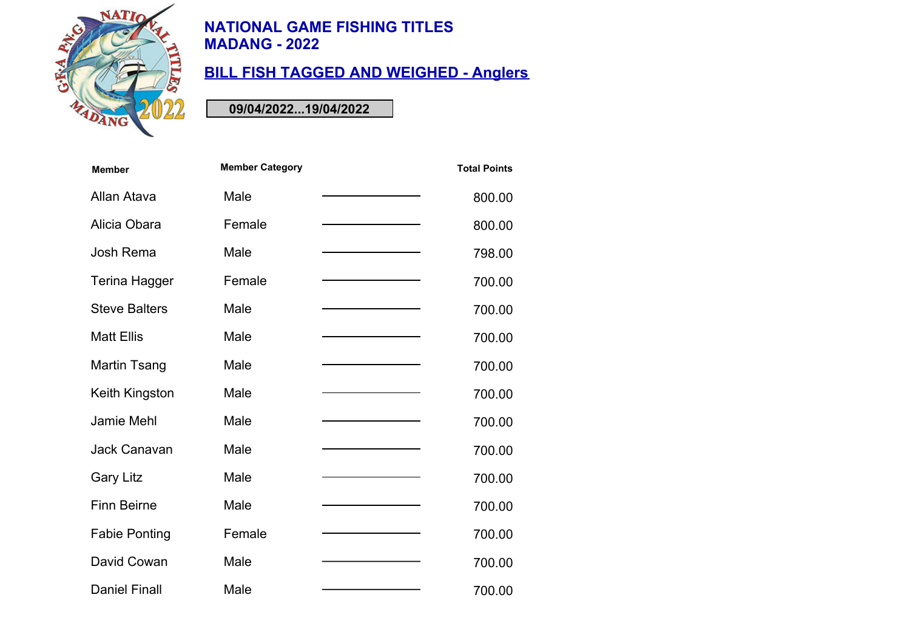# NATIONAL GAME FISHING TITLES
# MADANG - 2022

## BILL FISH TAGGED AND WEIGHED - Anglers

**09/04/2022...19/04/2022**

| Member | Member Category | | Total Points |
|---|---|---|---|
| Allan Atava | Male | | 800.00 |
| Alicia Obara | Female | | 800.00 |
| Josh Rema | Male | | 798.00 |
| Terina Hagger | Female | | 700.00 |
| Steve Balters | Male | | 700.00 |
| Matt Ellis | Male | | 700.00 |
| Martin Tsang | Male | | 700.00 |
| Keith Kingston | Male | | 700.00 |
| Jamie Mehl | Male | | 700.00 |
| Jack Canavan | Male | | 700.00 |
| Gary Litz | Male | | 700.00 |
| Finn Beirne | Male | | 700.00 |
| Fabie Ponting | Female | | 700.00 |
| David Cowan | Male | | 700.00 |
| Daniel Finall | Male | | 700.00 |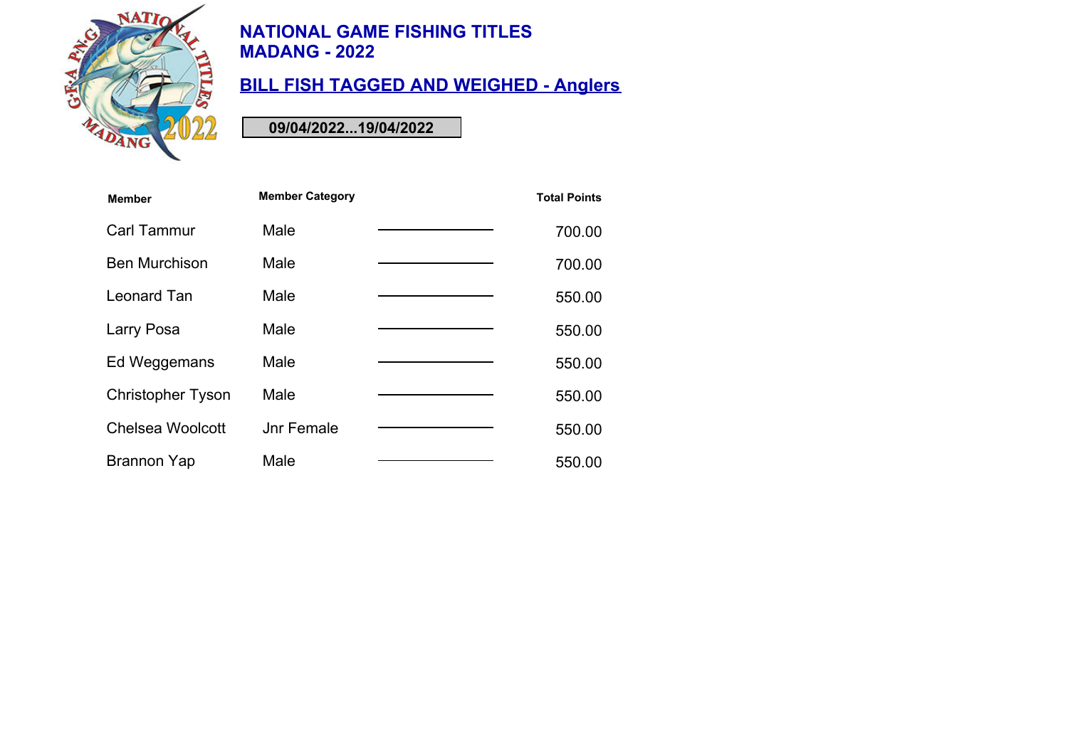# NATIONAL GAME FISHING TITLES
# MADANG - 2022

## BILL FISH TAGGED AND WEIGHED - Anglers

**09/04/2022...19/04/2022**

| Member | Member Category | | Total Points |
|---|---|---|---|
| Carl Tammur | Male | | 700.00 |
| Ben Murchison | Male | | 700.00 |
| Leonard Tan | Male | | 550.00 |
| Larry Posa | Male | | 550.00 |
| Ed Weggemans | Male | | 550.00 |
| Christopher Tyson | Male | | 550.00 |
| Chelsea Woolcott | Jnr Female | | 550.00 |
| Brannon Yap | Male | | 550.00 |